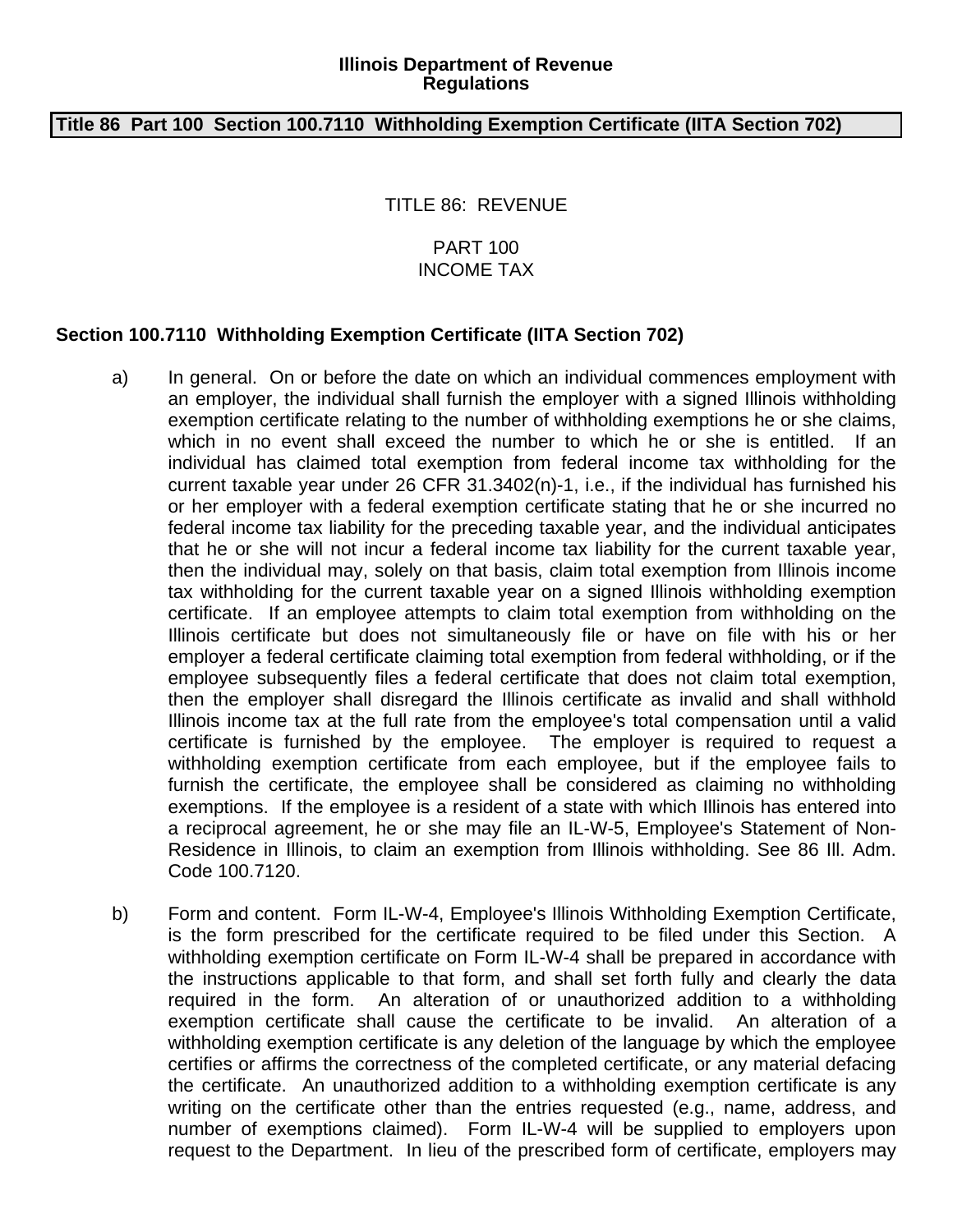**Illinois Department of Revenue**
**Regulations**

**Title 86 Part 100 Section 100.7110 Withholding Exemption Certificate (IITA Section 702)**

TITLE 86: REVENUE

PART 100
INCOME TAX

## Section 100.7110 Withholding Exemption Certificate (IITA Section 702)

a) In general. On or before the date on which an individual commences employment with an employer, the individual shall furnish the employer with a signed Illinois withholding exemption certificate relating to the number of withholding exemptions he or she claims, which in no event shall exceed the number to which he or she is entitled. If an individual has claimed total exemption from federal income tax withholding for the current taxable year under 26 CFR 31.3402(n)-1, i.e., if the individual has furnished his or her employer with a federal exemption certificate stating that he or she incurred no federal income tax liability for the preceding taxable year, and the individual anticipates that he or she will not incur a federal income tax liability for the current taxable year, then the individual may, solely on that basis, claim total exemption from Illinois income tax withholding for the current taxable year on a signed Illinois withholding exemption certificate. If an employee attempts to claim total exemption from withholding on the Illinois certificate but does not simultaneously file or have on file with his or her employer a federal certificate claiming total exemption from federal withholding, or if the employee subsequently files a federal certificate that does not claim total exemption, then the employer shall disregard the Illinois certificate as invalid and shall withhold Illinois income tax at the full rate from the employee's total compensation until a valid certificate is furnished by the employee. The employer is required to request a withholding exemption certificate from each employee, but if the employee fails to furnish the certificate, the employee shall be considered as claiming no withholding exemptions. If the employee is a resident of a state with which Illinois has entered into a reciprocal agreement, he or she may file an IL-W-5, Employee's Statement of Non-Residence in Illinois, to claim an exemption from Illinois withholding. See 86 Ill. Adm. Code 100.7120.

b) Form and content. Form IL-W-4, Employee's Illinois Withholding Exemption Certificate, is the form prescribed for the certificate required to be filed under this Section. A withholding exemption certificate on Form IL-W-4 shall be prepared in accordance with the instructions applicable to that form, and shall set forth fully and clearly the data required in the form. An alteration of or unauthorized addition to a withholding exemption certificate shall cause the certificate to be invalid. An alteration of a withholding exemption certificate is any deletion of the language by which the employee certifies or affirms the correctness of the completed certificate, or any material defacing the certificate. An unauthorized addition to a withholding exemption certificate is any writing on the certificate other than the entries requested (e.g., name, address, and number of exemptions claimed). Form IL-W-4 will be supplied to employers upon request to the Department. In lieu of the prescribed form of certificate, employers may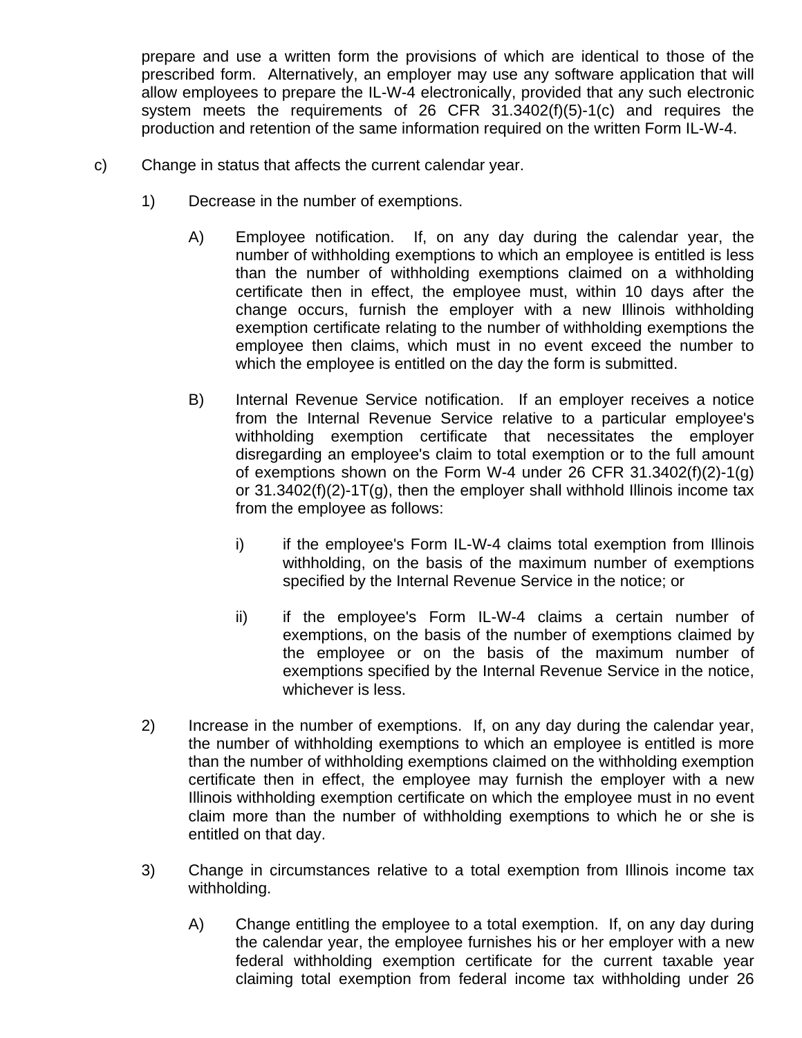prepare and use a written form the provisions of which are identical to those of the prescribed form. Alternatively, an employer may use any software application that will allow employees to prepare the IL-W-4 electronically, provided that any such electronic system meets the requirements of 26 CFR 31.3402(f)(5)-1(c) and requires the production and retention of the same information required on the written Form IL-W-4.

c) Change in status that affects the current calendar year.

1) Decrease in the number of exemptions.

A) Employee notification. If, on any day during the calendar year, the number of withholding exemptions to which an employee is entitled is less than the number of withholding exemptions claimed on a withholding certificate then in effect, the employee must, within 10 days after the change occurs, furnish the employer with a new Illinois withholding exemption certificate relating to the number of withholding exemptions the employee then claims, which must in no event exceed the number to which the employee is entitled on the day the form is submitted.

B) Internal Revenue Service notification. If an employer receives a notice from the Internal Revenue Service relative to a particular employee's withholding exemption certificate that necessitates the employer disregarding an employee's claim to total exemption or to the full amount of exemptions shown on the Form W-4 under 26 CFR 31.3402(f)(2)-1(g) or 31.3402(f)(2)-1T(g), then the employer shall withhold Illinois income tax from the employee as follows:

i) if the employee's Form IL-W-4 claims total exemption from Illinois withholding, on the basis of the maximum number of exemptions specified by the Internal Revenue Service in the notice; or

ii) if the employee's Form IL-W-4 claims a certain number of exemptions, on the basis of the number of exemptions claimed by the employee or on the basis of the maximum number of exemptions specified by the Internal Revenue Service in the notice, whichever is less.

2) Increase in the number of exemptions. If, on any day during the calendar year, the number of withholding exemptions to which an employee is entitled is more than the number of withholding exemptions claimed on the withholding exemption certificate then in effect, the employee may furnish the employer with a new Illinois withholding exemption certificate on which the employee must in no event claim more than the number of withholding exemptions to which he or she is entitled on that day.

3) Change in circumstances relative to a total exemption from Illinois income tax withholding.

A) Change entitling the employee to a total exemption. If, on any day during the calendar year, the employee furnishes his or her employer with a new federal withholding exemption certificate for the current taxable year claiming total exemption from federal income tax withholding under 26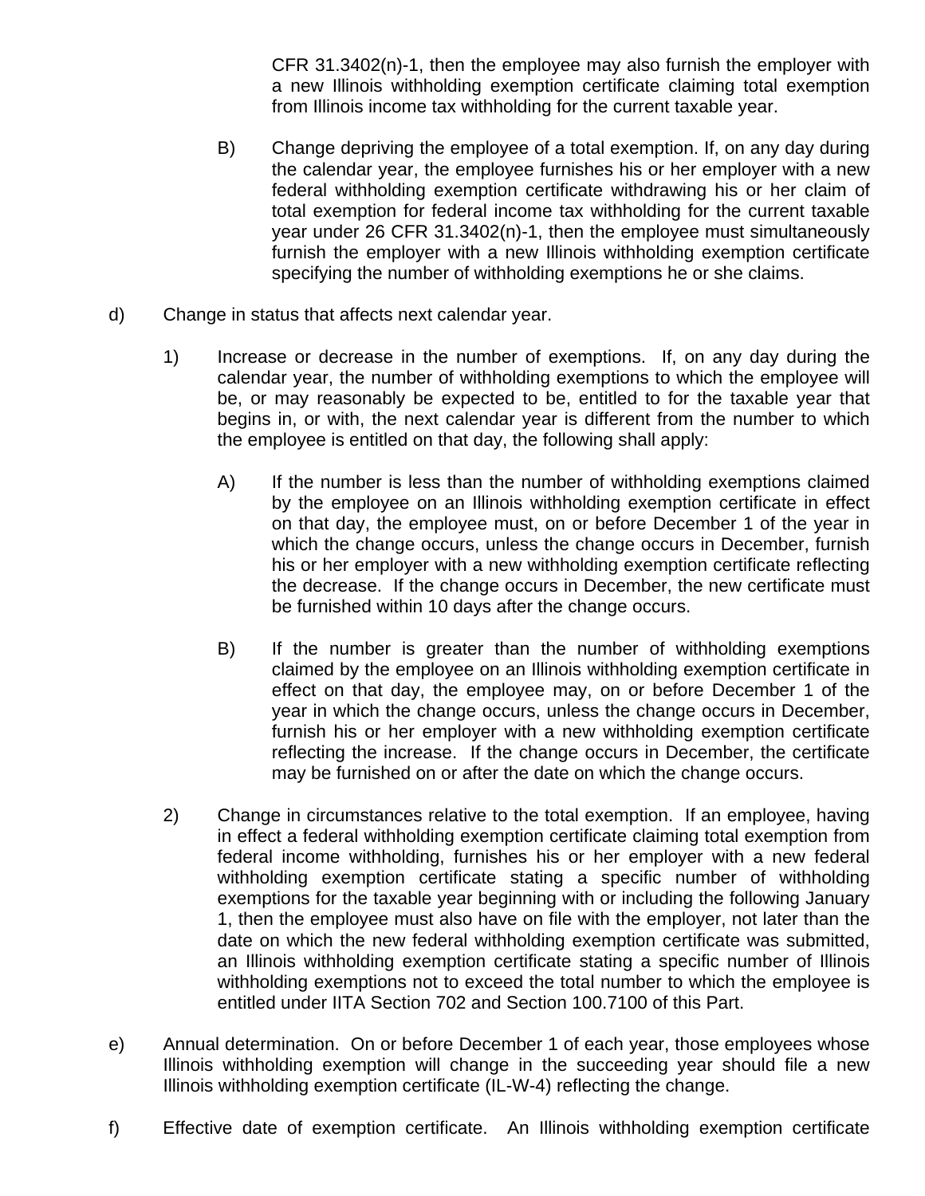CFR 31.3402(n)-1, then the employee may also furnish the employer with a new Illinois withholding exemption certificate claiming total exemption from Illinois income tax withholding for the current taxable year.

B) Change depriving the employee of a total exemption. If, on any day during the calendar year, the employee furnishes his or her employer with a new federal withholding exemption certificate withdrawing his or her claim of total exemption for federal income tax withholding for the current taxable year under 26 CFR 31.3402(n)-1, then the employee must simultaneously furnish the employer with a new Illinois withholding exemption certificate specifying the number of withholding exemptions he or she claims.

d) Change in status that affects next calendar year.

1) Increase or decrease in the number of exemptions. If, on any day during the calendar year, the number of withholding exemptions to which the employee will be, or may reasonably be expected to be, entitled to for the taxable year that begins in, or with, the next calendar year is different from the number to which the employee is entitled on that day, the following shall apply:

A) If the number is less than the number of withholding exemptions claimed by the employee on an Illinois withholding exemption certificate in effect on that day, the employee must, on or before December 1 of the year in which the change occurs, unless the change occurs in December, furnish his or her employer with a new withholding exemption certificate reflecting the decrease. If the change occurs in December, the new certificate must be furnished within 10 days after the change occurs.

B) If the number is greater than the number of withholding exemptions claimed by the employee on an Illinois withholding exemption certificate in effect on that day, the employee may, on or before December 1 of the year in which the change occurs, unless the change occurs in December, furnish his or her employer with a new withholding exemption certificate reflecting the increase. If the change occurs in December, the certificate may be furnished on or after the date on which the change occurs.

2) Change in circumstances relative to the total exemption. If an employee, having in effect a federal withholding exemption certificate claiming total exemption from federal income withholding, furnishes his or her employer with a new federal withholding exemption certificate stating a specific number of withholding exemptions for the taxable year beginning with or including the following January 1, then the employee must also have on file with the employer, not later than the date on which the new federal withholding exemption certificate was submitted, an Illinois withholding exemption certificate stating a specific number of Illinois withholding exemptions not to exceed the total number to which the employee is entitled under IITA Section 702 and Section 100.7100 of this Part.

e) Annual determination. On or before December 1 of each year, those employees whose Illinois withholding exemption will change in the succeeding year should file a new Illinois withholding exemption certificate (IL-W-4) reflecting the change.

f) Effective date of exemption certificate. An Illinois withholding exemption certificate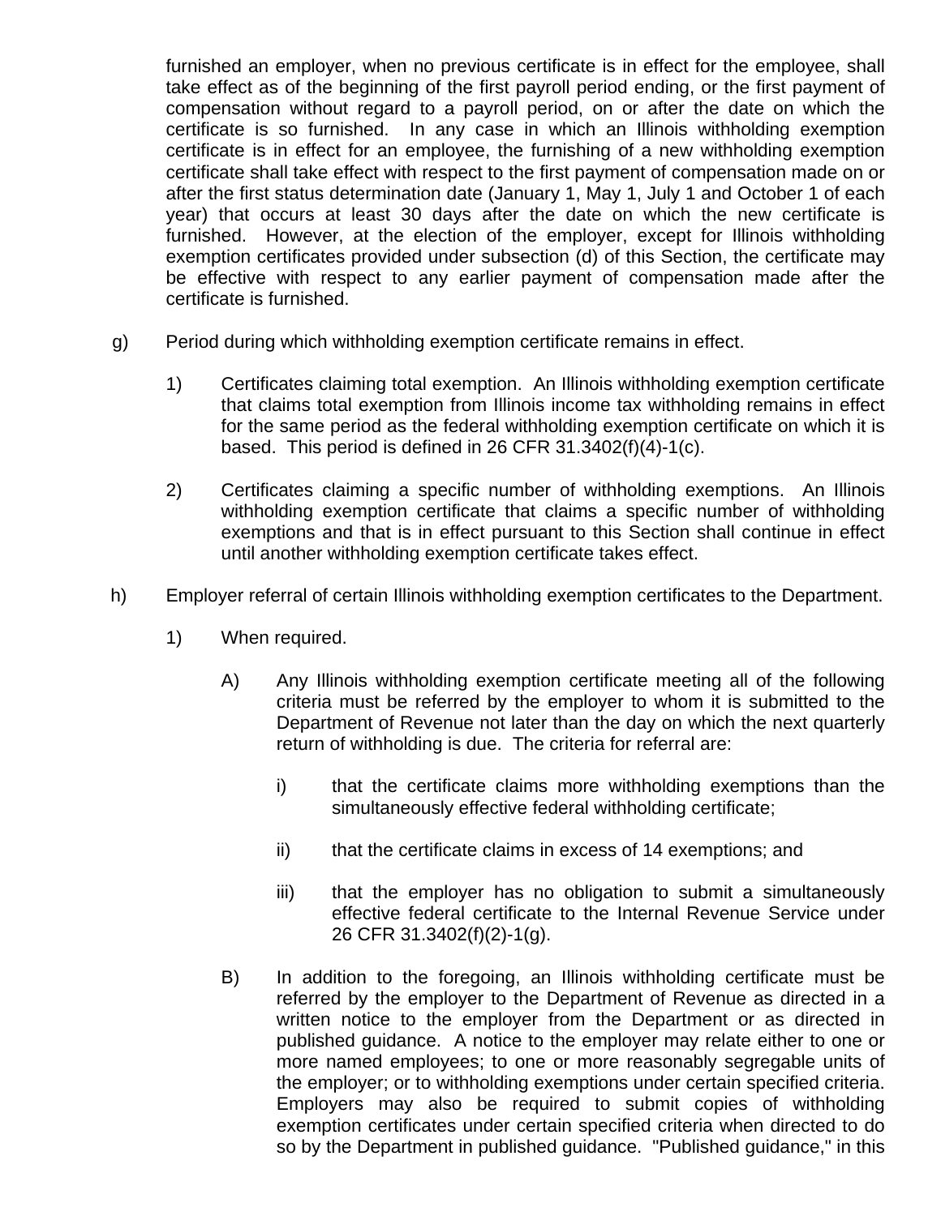furnished an employer, when no previous certificate is in effect for the employee, shall take effect as of the beginning of the first payroll period ending, or the first payment of compensation without regard to a payroll period, on or after the date on which the certificate is so furnished. In any case in which an Illinois withholding exemption certificate is in effect for an employee, the furnishing of a new withholding exemption certificate shall take effect with respect to the first payment of compensation made on or after the first status determination date (January 1, May 1, July 1 and October 1 of each year) that occurs at least 30 days after the date on which the new certificate is furnished. However, at the election of the employer, except for Illinois withholding exemption certificates provided under subsection (d) of this Section, the certificate may be effective with respect to any earlier payment of compensation made after the certificate is furnished.

g) Period during which withholding exemption certificate remains in effect.

1) Certificates claiming total exemption. An Illinois withholding exemption certificate that claims total exemption from Illinois income tax withholding remains in effect for the same period as the federal withholding exemption certificate on which it is based. This period is defined in 26 CFR 31.3402(f)(4)-1(c).

2) Certificates claiming a specific number of withholding exemptions. An Illinois withholding exemption certificate that claims a specific number of withholding exemptions and that is in effect pursuant to this Section shall continue in effect until another withholding exemption certificate takes effect.

h) Employer referral of certain Illinois withholding exemption certificates to the Department.

1) When required.

A) Any Illinois withholding exemption certificate meeting all of the following criteria must be referred by the employer to whom it is submitted to the Department of Revenue not later than the day on which the next quarterly return of withholding is due. The criteria for referral are:

i) that the certificate claims more withholding exemptions than the simultaneously effective federal withholding certificate;

ii) that the certificate claims in excess of 14 exemptions; and

iii) that the employer has no obligation to submit a simultaneously effective federal certificate to the Internal Revenue Service under 26 CFR 31.3402(f)(2)-1(g).

B) In addition to the foregoing, an Illinois withholding certificate must be referred by the employer to the Department of Revenue as directed in a written notice to the employer from the Department or as directed in published guidance. A notice to the employer may relate either to one or more named employees; to one or more reasonably segregable units of the employer; or to withholding exemptions under certain specified criteria. Employers may also be required to submit copies of withholding exemption certificates under certain specified criteria when directed to do so by the Department in published guidance. "Published guidance," in this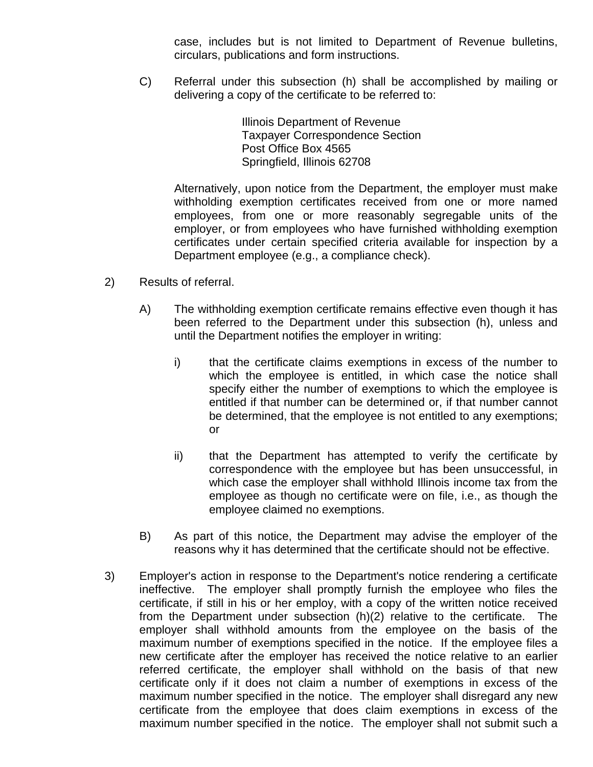case, includes but is not limited to Department of Revenue bulletins, circulars, publications and form instructions.

C) Referral under this subsection (h) shall be accomplished by mailing or delivering a copy of the certificate to be referred to:

> Illinois Department of Revenue
> Taxpayer Correspondence Section
> Post Office Box 4565
> Springfield, Illinois 62708

Alternatively, upon notice from the Department, the employer must make withholding exemption certificates received from one or more named employees, from one or more reasonably segregable units of the employer, or from employees who have furnished withholding exemption certificates under certain specified criteria available for inspection by a Department employee (e.g., a compliance check).

2) Results of referral.

A) The withholding exemption certificate remains effective even though it has been referred to the Department under this subsection (h), unless and until the Department notifies the employer in writing:

i) that the certificate claims exemptions in excess of the number to which the employee is entitled, in which case the notice shall specify either the number of exemptions to which the employee is entitled if that number can be determined or, if that number cannot be determined, that the employee is not entitled to any exemptions; or

ii) that the Department has attempted to verify the certificate by correspondence with the employee but has been unsuccessful, in which case the employer shall withhold Illinois income tax from the employee as though no certificate were on file, i.e., as though the employee claimed no exemptions.

B) As part of this notice, the Department may advise the employer of the reasons why it has determined that the certificate should not be effective.

3) Employer's action in response to the Department's notice rendering a certificate ineffective. The employer shall promptly furnish the employee who files the certificate, if still in his or her employ, with a copy of the written notice received from the Department under subsection (h)(2) relative to the certificate. The employer shall withhold amounts from the employee on the basis of the maximum number of exemptions specified in the notice. If the employee files a new certificate after the employer has received the notice relative to an earlier referred certificate, the employer shall withhold on the basis of that new certificate only if it does not claim a number of exemptions in excess of the maximum number specified in the notice. The employer shall disregard any new certificate from the employee that does claim exemptions in excess of the maximum number specified in the notice. The employer shall not submit such a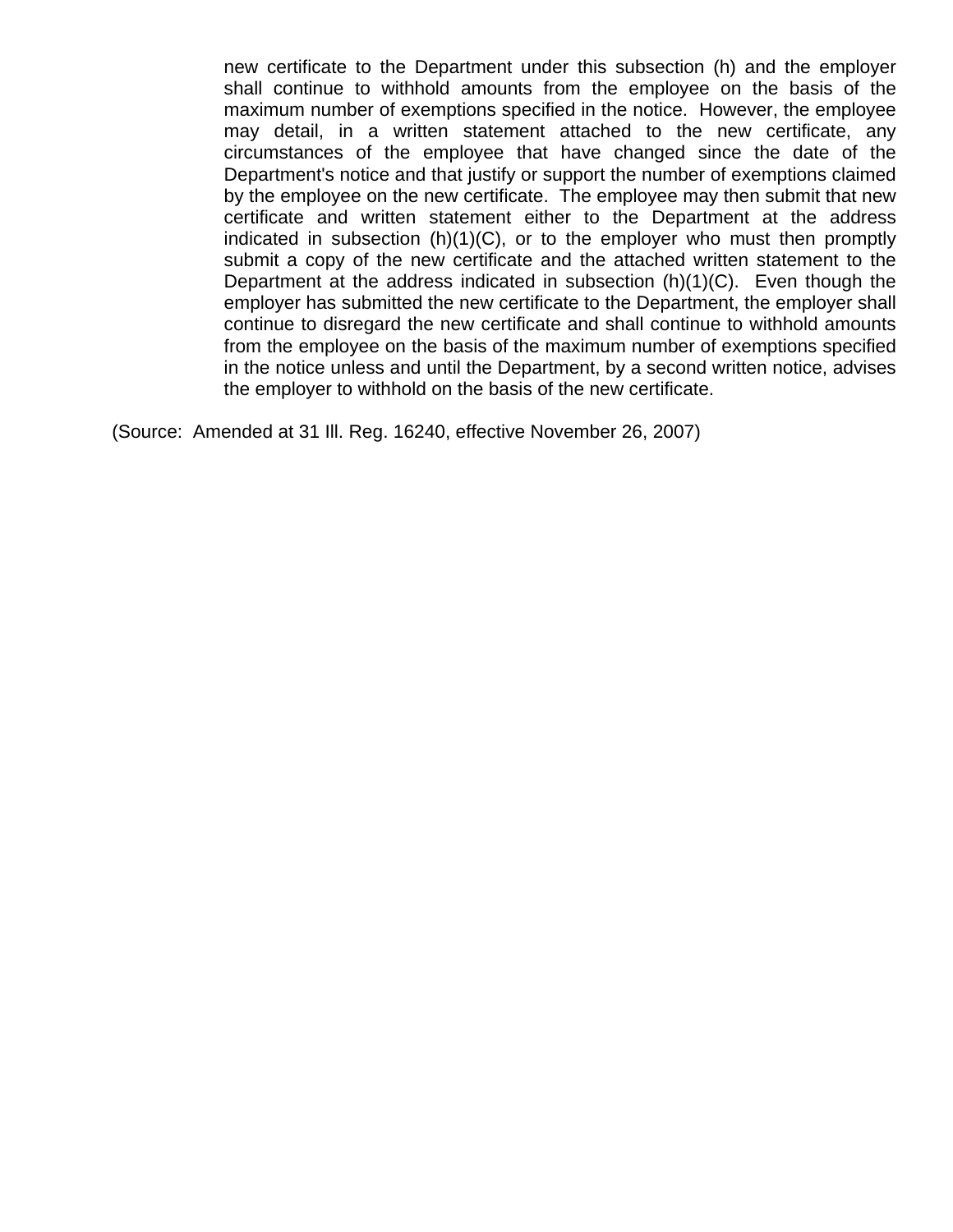new certificate to the Department under this subsection (h) and the employer shall continue to withhold amounts from the employee on the basis of the maximum number of exemptions specified in the notice. However, the employee may detail, in a written statement attached to the new certificate, any circumstances of the employee that have changed since the date of the Department's notice and that justify or support the number of exemptions claimed by the employee on the new certificate. The employee may then submit that new certificate and written statement either to the Department at the address indicated in subsection (h)(1)(C), or to the employer who must then promptly submit a copy of the new certificate and the attached written statement to the Department at the address indicated in subsection (h)(1)(C). Even though the employer has submitted the new certificate to the Department, the employer shall continue to disregard the new certificate and shall continue to withhold amounts from the employee on the basis of the maximum number of exemptions specified in the notice unless and until the Department, by a second written notice, advises the employer to withhold on the basis of the new certificate.

(Source: Amended at 31 Ill. Reg. 16240, effective November 26, 2007)